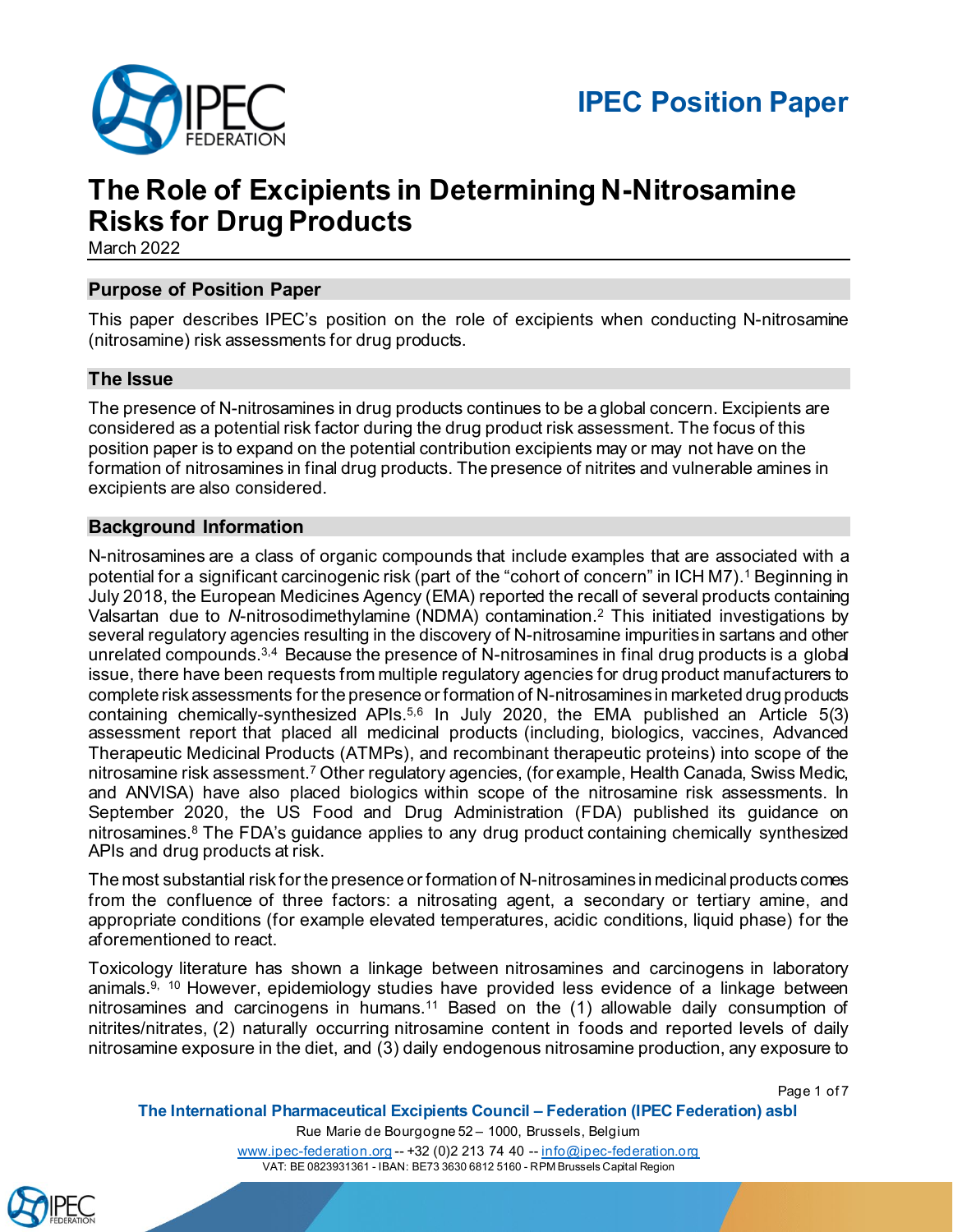# IPEC Position Paper

# The Role of Excipients in Determining N-Nitrosamine Risks for Drug Products

March 2022

## Purpose of Position Paper

This paper describes IPEC's position on the role of excipients when conducting N-nitrosamine (nitrosamine) risk assessments for drug products.

## The Issue

The presence of N-nitrosamines in drug products continues to be a global concern. Excipients are considered as a potential risk factor during the drug product risk assessment. The focus of this position paper is to expand on the potential contribution excipients may or may not have on the formation of nitrosamines in final drug products. The presence of nitrites and vulnerable amines in excipients are also considered.

## Background Information

N-nitrosamines are a class of organic compounds that include examples that are associated with a potential for a significant carcinogenic risk (part of the "cohort of concern" in ICH M7).[1] Beginning in July 2018, the European Medicines Agency (EMA) reported the recall of several products containing Valsartan due to *N*-nitrosodimethylamine (NDMA) contamination.[2] This initiated investigations by several regulatory agencies resulting in the discovery of N-nitrosamine impurities in sartans and other unrelated compounds.[3,4] Because the presence of N-nitrosamines in final drug products is a global issue, there have been requests from multiple regulatory agencies for drug product manufacturers to complete risk assessments for the presence or formation of N-nitrosamines in marketed drug products containing chemically-synthesized APIs.[5,6] In July 2020, the EMA published an Article 5(3) assessment report that placed all medicinal products (including, biologics, vaccines, Advanced Therapeutic Medicinal Products (ATMPs), and recombinant therapeutic proteins) into scope of the nitrosamine risk assessment.[7] Other regulatory agencies, (for example, Health Canada, Swiss Medic, and ANVISA) have also placed biologics within scope of the nitrosamine risk assessments. In September 2020, the US Food and Drug Administration (FDA) published its guidance on nitrosamines.[8] The FDA's guidance applies to any drug product containing chemically synthesized APIs and drug products at risk.

The most substantial risk for the presence or formation of N-nitrosamines in medicinal products comes from the confluence of three factors: a nitrosating agent, a secondary or tertiary amine, and appropriate conditions (for example elevated temperatures, acidic conditions, liquid phase) for the aforementioned to react.

Toxicology literature has shown a linkage between nitrosamines and carcinogens in laboratory animals.[9, 10] However, epidemiology studies have provided less evidence of a linkage between nitrosamines and carcinogens in humans.[11] Based on the (1) allowable daily consumption of nitrites/nitrates, (2) naturally occurring nitrosamine content in foods and reported levels of daily nitrosamine exposure in the diet, and (3) daily endogenous nitrosamine production, any exposure to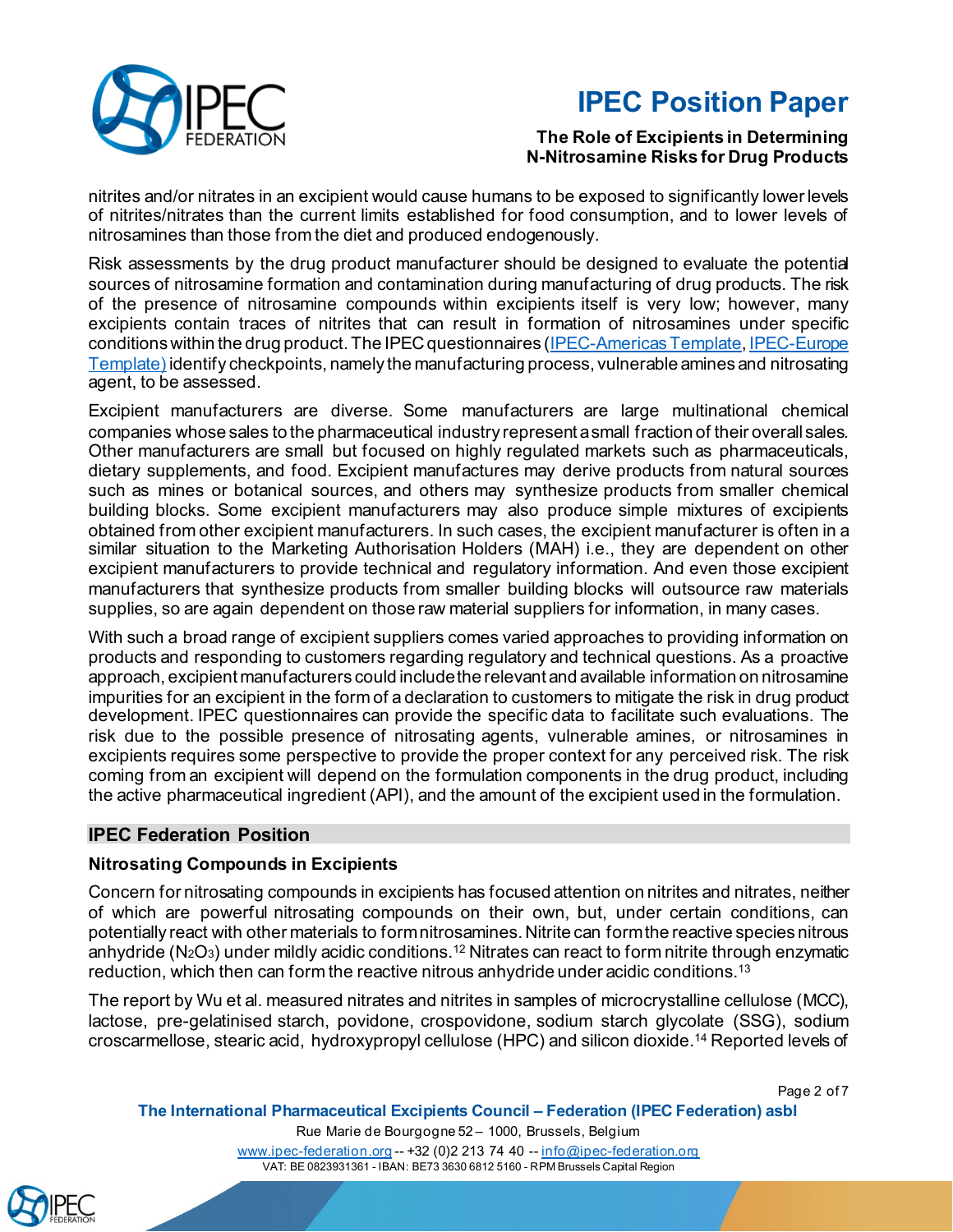nitrites and/or nitrates in an excipient would cause humans to be exposed to significantly lower levels of nitrites/nitrates than the current limits established for food consumption, and to lower levels of nitrosamines than those from the diet and produced endogenously.

Risk assessments by the drug product manufacturer should be designed to evaluate the potential sources of nitrosamine formation and contamination during manufacturing of drug products. The risk of the presence of nitrosamine compounds within excipients itself is very low; however, many excipients contain traces of nitrites that can result in formation of nitrosamines under specific conditions within the drug product. The IPEC questionnaires (IPEC-Americas Template, IPEC-Europe Template) identify checkpoints, namely the manufacturing process, vulnerable amines and nitrosating agent, to be assessed.

Excipient manufacturers are diverse. Some manufacturers are large multinational chemical companies whose sales to the pharmaceutical industry represent a small fraction of their overall sales. Other manufacturers are small but focused on highly regulated markets such as pharmaceuticals, dietary supplements, and food. Excipient manufactures may derive products from natural sources such as mines or botanical sources, and others may synthesize products from smaller chemical building blocks. Some excipient manufacturers may also produce simple mixtures of excipients obtained from other excipient manufacturers. In such cases, the excipient manufacturer is often in a similar situation to the Marketing Authorisation Holders (MAH) i.e., they are dependent on other excipient manufacturers to provide technical and regulatory information. And even those excipient manufacturers that synthesize products from smaller building blocks will outsource raw materials supplies, so are again dependent on those raw material suppliers for information, in many cases.

With such a broad range of excipient suppliers comes varied approaches to providing information on products and responding to customers regarding regulatory and technical questions. As a proactive approach, excipient manufacturers could include the relevant and available information on nitrosamine impurities for an excipient in the form of a declaration to customers to mitigate the risk in drug product development. IPEC questionnaires can provide the specific data to facilitate such evaluations. The risk due to the possible presence of nitrosating agents, vulnerable amines, or nitrosamines in excipients requires some perspective to provide the proper context for any perceived risk. The risk coming from an excipient will depend on the formulation components in the drug product, including the active pharmaceutical ingredient (API), and the amount of the excipient used in the formulation.

## IPEC Federation Position

### Nitrosating Compounds in Excipients

Concern for nitrosating compounds in excipients has focused attention on nitrites and nitrates, neither of which are powerful nitrosating compounds on their own, but, under certain conditions, can potentially react with other materials to form nitrosamines. Nitrite can form the reactive species nitrous anhydride ($N_2O_3$) under mildly acidic conditions.[12] Nitrates can react to form nitrite through enzymatic reduction, which then can form the reactive nitrous anhydride under acidic conditions.[13]

The report by Wu et al. measured nitrates and nitrites in samples of microcrystalline cellulose (MCC), lactose, pre-gelatinised starch, povidone, crospovidone, sodium starch glycolate (SSG), sodium croscarmellose, stearic acid, hydroxypropyl cellulose (HPC) and silicon dioxide.[14] Reported levels of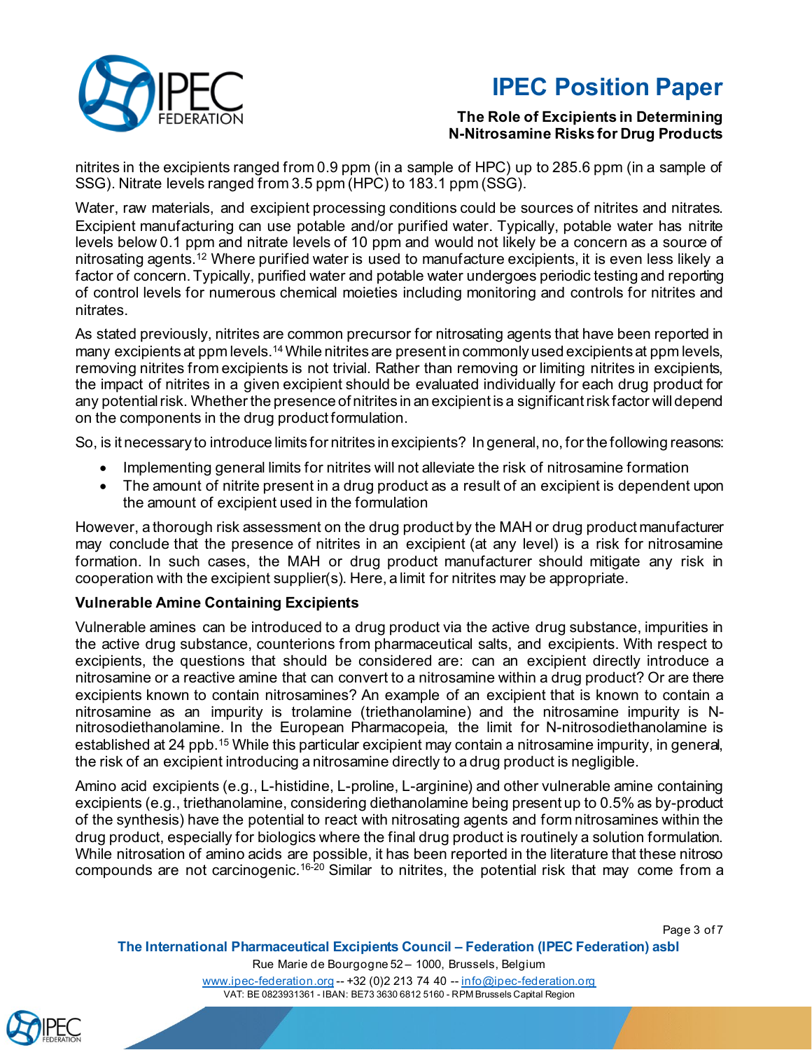nitrites in the excipients ranged from 0.9 ppm (in a sample of HPC) up to 285.6 ppm (in a sample of SSG). Nitrate levels ranged from 3.5 ppm (HPC) to 183.1 ppm (SSG).

Water, raw materials, and excipient processing conditions could be sources of nitrites and nitrates. Excipient manufacturing can use potable and/or purified water. Typically, potable water has nitrite levels below 0.1 ppm and nitrate levels of 10 ppm and would not likely be a concern as a source of nitrosating agents.[12] Where purified water is used to manufacture excipients, it is even less likely a factor of concern. Typically, purified water and potable water undergoes periodic testing and reporting of control levels for numerous chemical moieties including monitoring and controls for nitrites and nitrates.

As stated previously, nitrites are common precursor for nitrosating agents that have been reported in many excipients at ppm levels.[14] While nitrites are present in commonly used excipients at ppm levels, removing nitrites from excipients is not trivial. Rather than removing or limiting nitrites in excipients, the impact of nitrites in a given excipient should be evaluated individually for each drug product for any potential risk. Whether the presence of nitrites in an excipient is a significant risk factor will depend on the components in the drug product formulation.

So, is it necessary to introduce limits for nitrites in excipients? In general, no, for the following reasons:

- Implementing general limits for nitrites will not alleviate the risk of nitrosamine formation
- The amount of nitrite present in a drug product as a result of an excipient is dependent upon the amount of excipient used in the formulation

However, a thorough risk assessment on the drug product by the MAH or drug product manufacturer may conclude that the presence of nitrites in an excipient (at any level) is a risk for nitrosamine formation. In such cases, the MAH or drug product manufacturer should mitigate any risk in cooperation with the excipient supplier(s). Here, a limit for nitrites may be appropriate.

**Vulnerable Amine Containing Excipients**

Vulnerable amines can be introduced to a drug product via the active drug substance, impurities in the active drug substance, counterions from pharmaceutical salts, and excipients. With respect to excipients, the questions that should be considered are: can an excipient directly introduce a nitrosamine or a reactive amine that can convert to a nitrosamine within a drug product? Or are there excipients known to contain nitrosamines? An example of an excipient that is known to contain a nitrosamine as an impurity is trolamine (triethanolamine) and the nitrosamine impurity is N-nitrosodiethanolamine. In the European Pharmacopeia, the limit for N-nitrosodiethanolamine is established at 24 ppb.[15] While this particular excipient may contain a nitrosamine impurity, in general, the risk of an excipient introducing a nitrosamine directly to a drug product is negligible.

Amino acid excipients (e.g., L-histidine, L-proline, L-arginine) and other vulnerable amine containing excipients (e.g., triethanolamine, considering diethanolamine being present up to 0.5% as by-product of the synthesis) have the potential to react with nitrosating agents and form nitrosamines within the drug product, especially for biologics where the final drug product is routinely a solution formulation. While nitrosation of amino acids are possible, it has been reported in the literature that these nitroso compounds are not carcinogenic.[16-20] Similar to nitrites, the potential risk that may come from a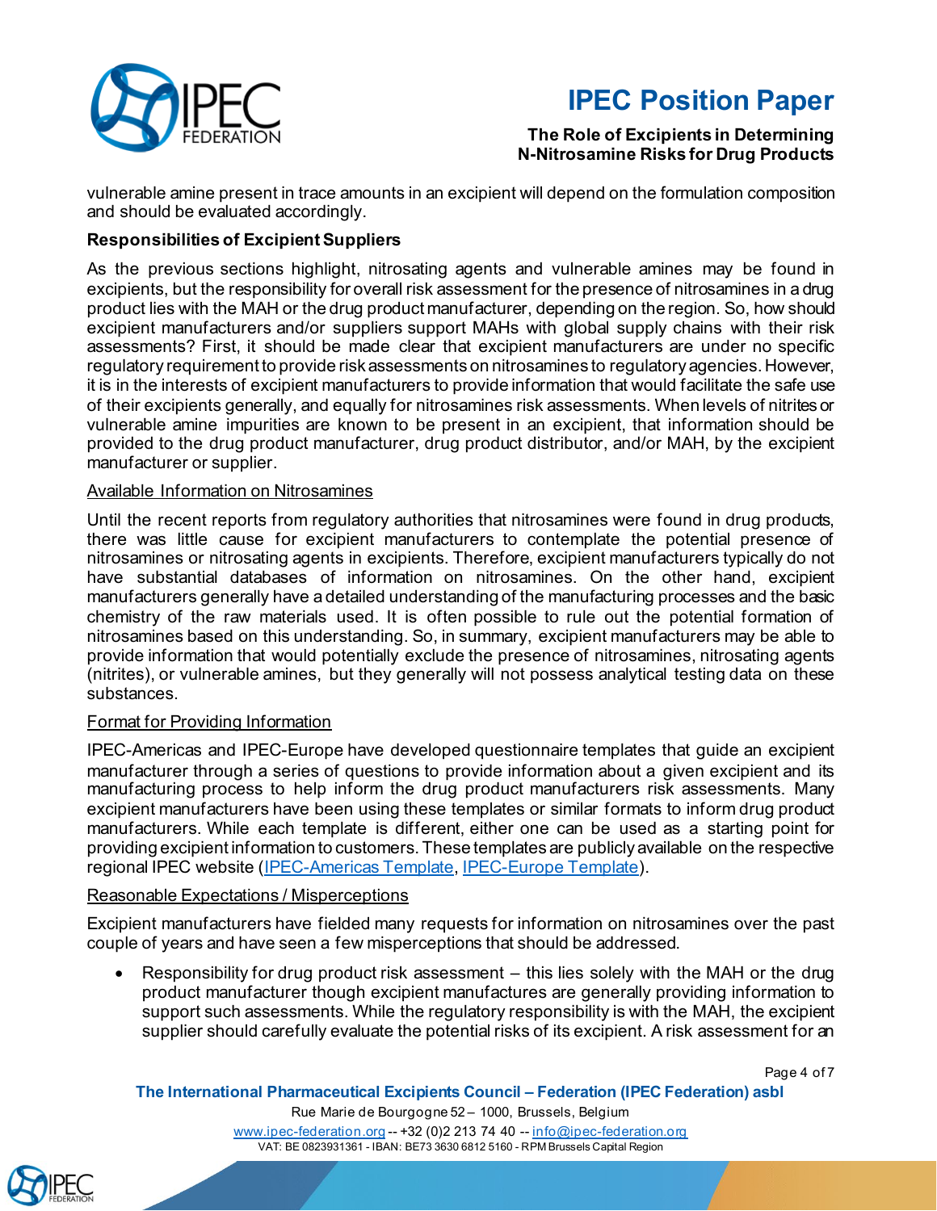vulnerable amine present in trace amounts in an excipient will depend on the formulation composition and should be evaluated accordingly.

**Responsibilities of Excipient Suppliers**

As the previous sections highlight, nitrosating agents and vulnerable amines may be found in excipients, but the responsibility for overall risk assessment for the presence of nitrosamines in a drug product lies with the MAH or the drug product manufacturer, depending on the region. So, how should excipient manufacturers and/or suppliers support MAHs with global supply chains with their risk assessments? First, it should be made clear that excipient manufacturers are under no specific regulatory requirement to provide risk assessments on nitrosamines to regulatory agencies. However, it is in the interests of excipient manufacturers to provide information that would facilitate the safe use of their excipients generally, and equally for nitrosamines risk assessments. When levels of nitrites or vulnerable amine impurities are known to be present in an excipient, that information should be provided to the drug product manufacturer, drug product distributor, and/or MAH, by the excipient manufacturer or supplier.

<u>Available Information on Nitrosamines</u>

Until the recent reports from regulatory authorities that nitrosamines were found in drug products, there was little cause for excipient manufacturers to contemplate the potential presence of nitrosamines or nitrosating agents in excipients. Therefore, excipient manufacturers typically do not have substantial databases of information on nitrosamines. On the other hand, excipient manufacturers generally have a detailed understanding of the manufacturing processes and the basic chemistry of the raw materials used. It is often possible to rule out the potential formation of nitrosamines based on this understanding. So, in summary, excipient manufacturers may be able to provide information that would potentially exclude the presence of nitrosamines, nitrosating agents (nitrites), or vulnerable amines, but they generally will not possess analytical testing data on these substances.

<u>Format for Providing Information</u>

IPEC-Americas and IPEC-Europe have developed questionnaire templates that guide an excipient manufacturer through a series of questions to provide information about a given excipient and its manufacturing process to help inform the drug product manufacturers risk assessments. Many excipient manufacturers have been using these templates or similar formats to inform drug product manufacturers. While each template is different, either one can be used as a starting point for providing excipient information to customers. These templates are publicly available on the respective regional IPEC website (IPEC-Americas Template, IPEC-Europe Template).

<u>Reasonable Expectations / Misperceptions</u>

Excipient manufacturers have fielded many requests for information on nitrosamines over the past couple of years and have seen a few misperceptions that should be addressed.

- Responsibility for drug product risk assessment – this lies solely with the MAH or the drug product manufacturer though excipient manufactures are generally providing information to support such assessments. While the regulatory responsibility is with the MAH, the excipient supplier should carefully evaluate the potential risks of its excipient. A risk assessment for an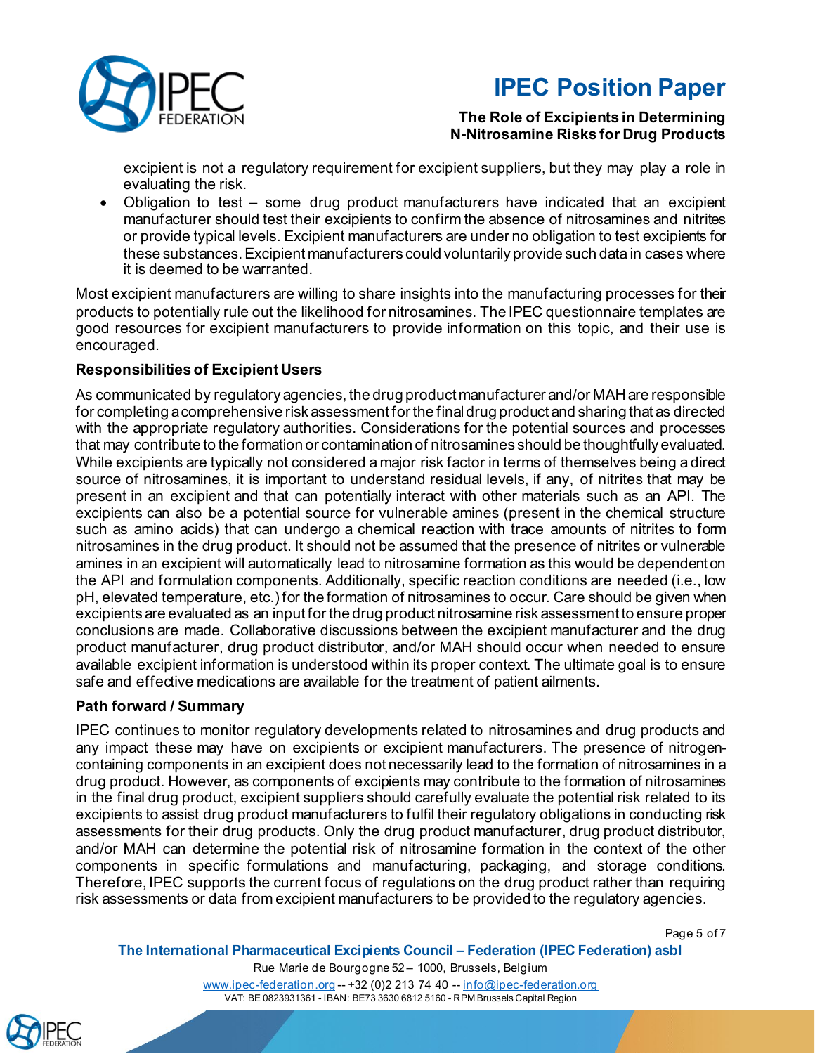excipient is not a regulatory requirement for excipient suppliers, but they may play a role in evaluating the risk.

- Obligation to test – some drug product manufacturers have indicated that an excipient manufacturer should test their excipients to confirm the absence of nitrosamines and nitrites or provide typical levels. Excipient manufacturers are under no obligation to test excipients for these substances. Excipient manufacturers could voluntarily provide such data in cases where it is deemed to be warranted.

Most excipient manufacturers are willing to share insights into the manufacturing processes for their products to potentially rule out the likelihood for nitrosamines. The IPEC questionnaire templates are good resources for excipient manufacturers to provide information on this topic, and their use is encouraged.

**Responsibilities of Excipient Users**

As communicated by regulatory agencies, the drug product manufacturer and/or MAH are responsible for completing a comprehensive risk assessment for the final drug product and sharing that as directed with the appropriate regulatory authorities. Considerations for the potential sources and processes that may contribute to the formation or contamination of nitrosamines should be thoughtfully evaluated. While excipients are typically not considered a major risk factor in terms of themselves being a direct source of nitrosamines, it is important to understand residual levels, if any, of nitrites that may be present in an excipient and that can potentially interact with other materials such as an API. The excipients can also be a potential source for vulnerable amines (present in the chemical structure such as amino acids) that can undergo a chemical reaction with trace amounts of nitrites to form nitrosamines in the drug product. It should not be assumed that the presence of nitrites or vulnerable amines in an excipient will automatically lead to nitrosamine formation as this would be dependent on the API and formulation components. Additionally, specific reaction conditions are needed (i.e., low pH, elevated temperature, etc.) for the formation of nitrosamines to occur. Care should be given when excipients are evaluated as an input for the drug product nitrosamine risk assessment to ensure proper conclusions are made. Collaborative discussions between the excipient manufacturer and the drug product manufacturer, drug product distributor, and/or MAH should occur when needed to ensure available excipient information is understood within its proper context. The ultimate goal is to ensure safe and effective medications are available for the treatment of patient ailments.

**Path forward / Summary**

IPEC continues to monitor regulatory developments related to nitrosamines and drug products and any impact these may have on excipients or excipient manufacturers. The presence of nitrogen-containing components in an excipient does not necessarily lead to the formation of nitrosamines in a drug product. However, as components of excipients may contribute to the formation of nitrosamines in the final drug product, excipient suppliers should carefully evaluate the potential risk related to its excipients to assist drug product manufacturers to fulfil their regulatory obligations in conducting risk assessments for their drug products. Only the drug product manufacturer, drug product distributor, and/or MAH can determine the potential risk of nitrosamine formation in the context of the other components in specific formulations and manufacturing, packaging, and storage conditions. Therefore, IPEC supports the current focus of regulations on the drug product rather than requiring risk assessments or data from excipient manufacturers to be provided to the regulatory agencies.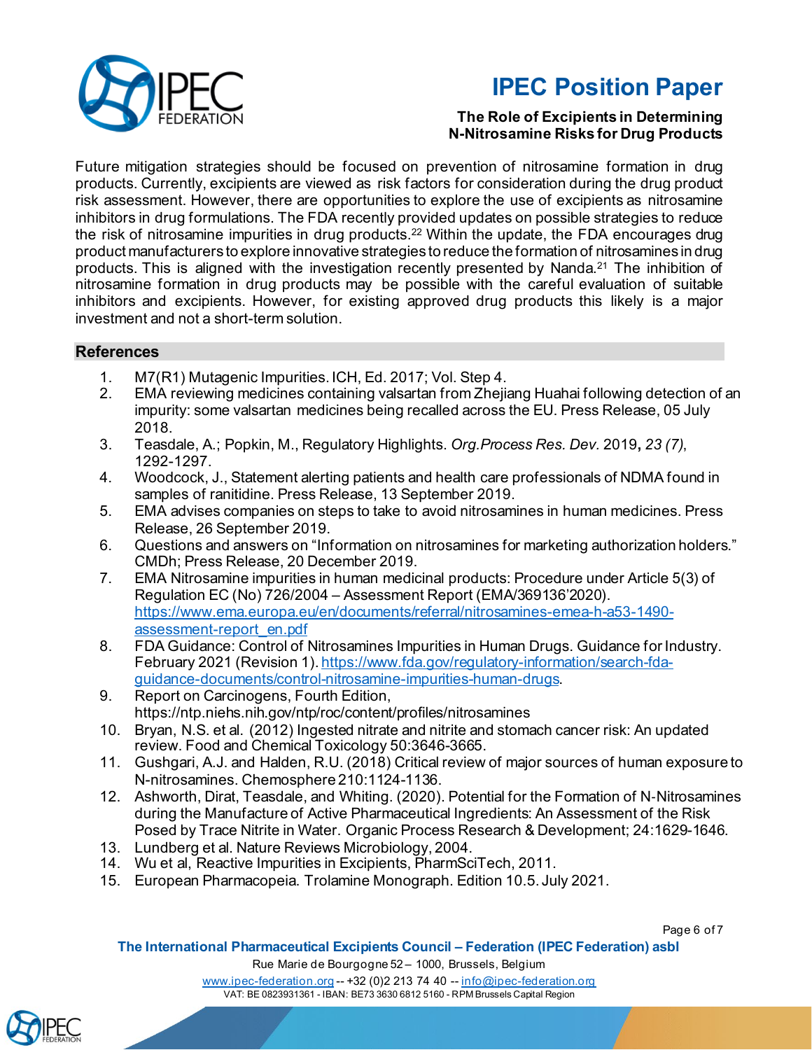Future mitigation strategies should be focused on prevention of nitrosamine formation in drug products. Currently, excipients are viewed as risk factors for consideration during the drug product risk assessment. However, there are opportunities to explore the use of excipients as nitrosamine inhibitors in drug formulations. The FDA recently provided updates on possible strategies to reduce the risk of nitrosamine impurities in drug products.[22] Within the update, the FDA encourages drug product manufacturers to explore innovative strategies to reduce the formation of nitrosamines in drug products. This is aligned with the investigation recently presented by Nanda.[21] The inhibition of nitrosamine formation in drug products may be possible with the careful evaluation of suitable inhibitors and excipients. However, for existing approved drug products this likely is a major investment and not a short-term solution.

## References

1. M7(R1) Mutagenic Impurities. ICH, Ed. 2017; Vol. Step 4.
2. EMA reviewing medicines containing valsartan from Zhejiang Huahai following detection of an impurity: some valsartan medicines being recalled across the EU. Press Release, 05 July 2018.
3. Teasdale, A.; Popkin, M., Regulatory Highlights. *Org.Process Res. Dev.* 2019**,** *23 (7),* 1292-1297.
4. Woodcock, J., Statement alerting patients and health care professionals of NDMA found in samples of ranitidine. Press Release, 13 September 2019.
5. EMA advises companies on steps to take to avoid nitrosamines in human medicines. Press Release, 26 September 2019.
6. Questions and answers on "Information on nitrosamines for marketing authorization holders." CMDh; Press Release, 20 December 2019.
7. EMA Nitrosamine impurities in human medicinal products: Procedure under Article 5(3) of Regulation EC (No) 726/2004 – Assessment Report (EMA/369136'2020). https://www.ema.europa.eu/en/documents/referral/nitrosamines-emea-h-a53-1490-assessment-report_en.pdf
8. FDA Guidance: Control of Nitrosamines Impurities in Human Drugs. Guidance for Industry. February 2021 (Revision 1). https://www.fda.gov/regulatory-information/search-fda-guidance-documents/control-nitrosamine-impurities-human-drugs.
9. Report on Carcinogens, Fourth Edition, https://ntp.niehs.nih.gov/ntp/roc/content/profiles/nitrosamines
10. Bryan, N.S. et al. (2012) Ingested nitrate and nitrite and stomach cancer risk: An updated review. Food and Chemical Toxicology 50:3646-3665.
11. Gushgari, A.J. and Halden, R.U. (2018) Critical review of major sources of human exposure to N-nitrosamines. Chemosphere 210:1124-1136.
12. Ashworth, Dirat, Teasdale, and Whiting. (2020). Potential for the Formation of N-Nitrosamines during the Manufacture of Active Pharmaceutical Ingredients: An Assessment of the Risk Posed by Trace Nitrite in Water. Organic Process Research & Development; 24:1629-1646.
13. Lundberg et al. Nature Reviews Microbiology, 2004.
14. Wu et al, Reactive Impurities in Excipients, PharmSciTech, 2011.
15. European Pharmacopeia. Trolamine Monograph. Edition 10.5. July 2021.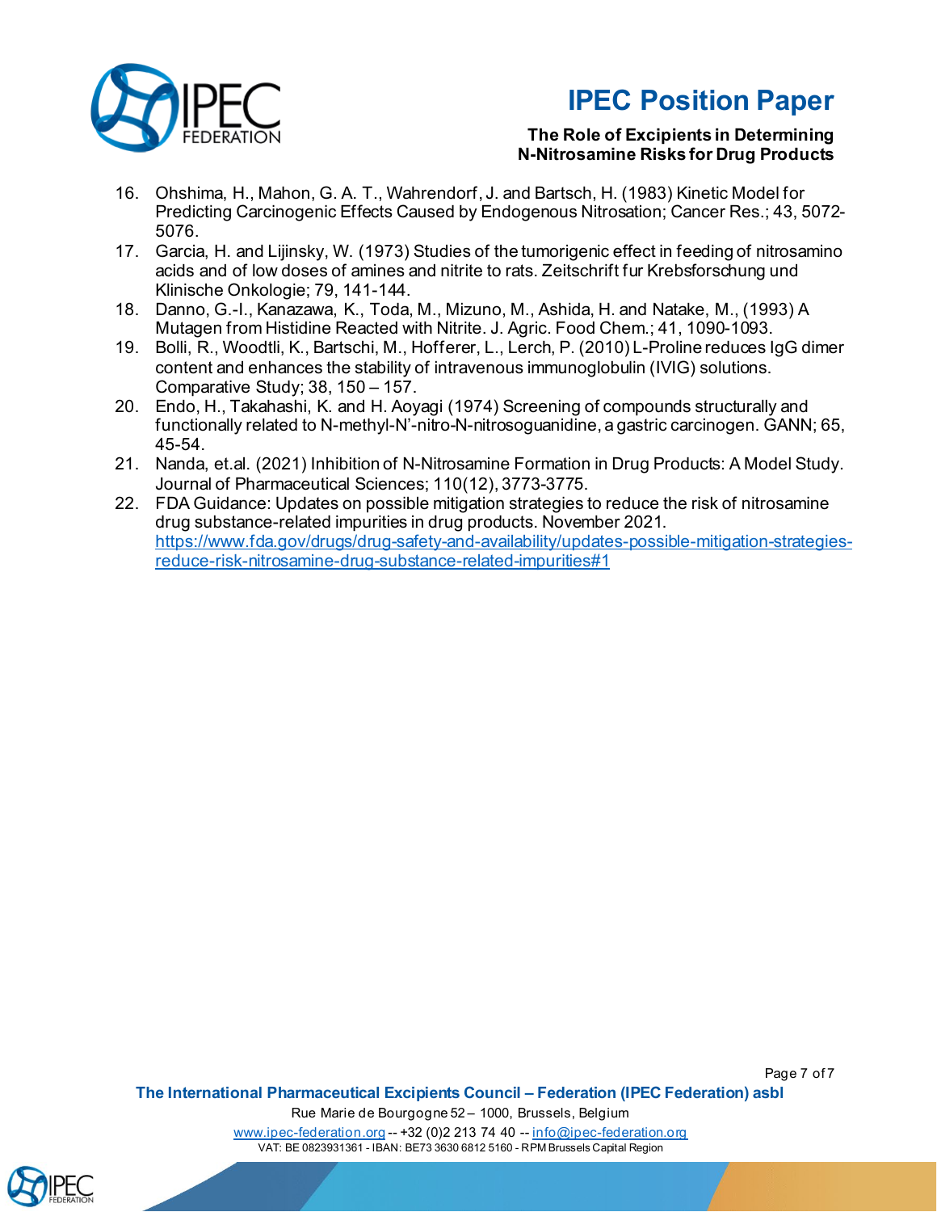16. Ohshima, H., Mahon, G. A. T., Wahrendorf, J. and Bartsch, H. (1983) Kinetic Model for Predicting Carcinogenic Effects Caused by Endogenous Nitrosation; Cancer Res.; 43, 5072-5076.
17. Garcia, H. and Lijinsky, W. (1973) Studies of the tumorigenic effect in feeding of nitrosamino acids and of low doses of amines and nitrite to rats. Zeitschrift fur Krebsforschung und Klinische Onkologie; 79, 141-144.
18. Danno, G.-I., Kanazawa, K., Toda, M., Mizuno, M., Ashida, H. and Natake, M., (1993) A Mutagen from Histidine Reacted with Nitrite. J. Agric. Food Chem.; 41, 1090-1093.
19. Bolli, R., Woodtli, K., Bartschi, M., Hofferer, L., Lerch, P. (2010) L-Proline reduces IgG dimer content and enhances the stability of intravenous immunoglobulin (IVIG) solutions. Comparative Study; 38, 150 – 157.
20. Endo, H., Takahashi, K. and H. Aoyagi (1974) Screening of compounds structurally and functionally related to N-methyl-N'-nitro-N-nitrosoguanidine, a gastric carcinogen. GANN; 65, 45-54.
21. Nanda, et.al. (2021) Inhibition of N-Nitrosamine Formation in Drug Products: A Model Study. Journal of Pharmaceutical Sciences; 110(12), 3773-3775.
22. FDA Guidance: Updates on possible mitigation strategies to reduce the risk of nitrosamine drug substance-related impurities in drug products. November 2021. https://www.fda.gov/drugs/drug-safety-and-availability/updates-possible-mitigation-strategies-reduce-risk-nitrosamine-drug-substance-related-impurities#1